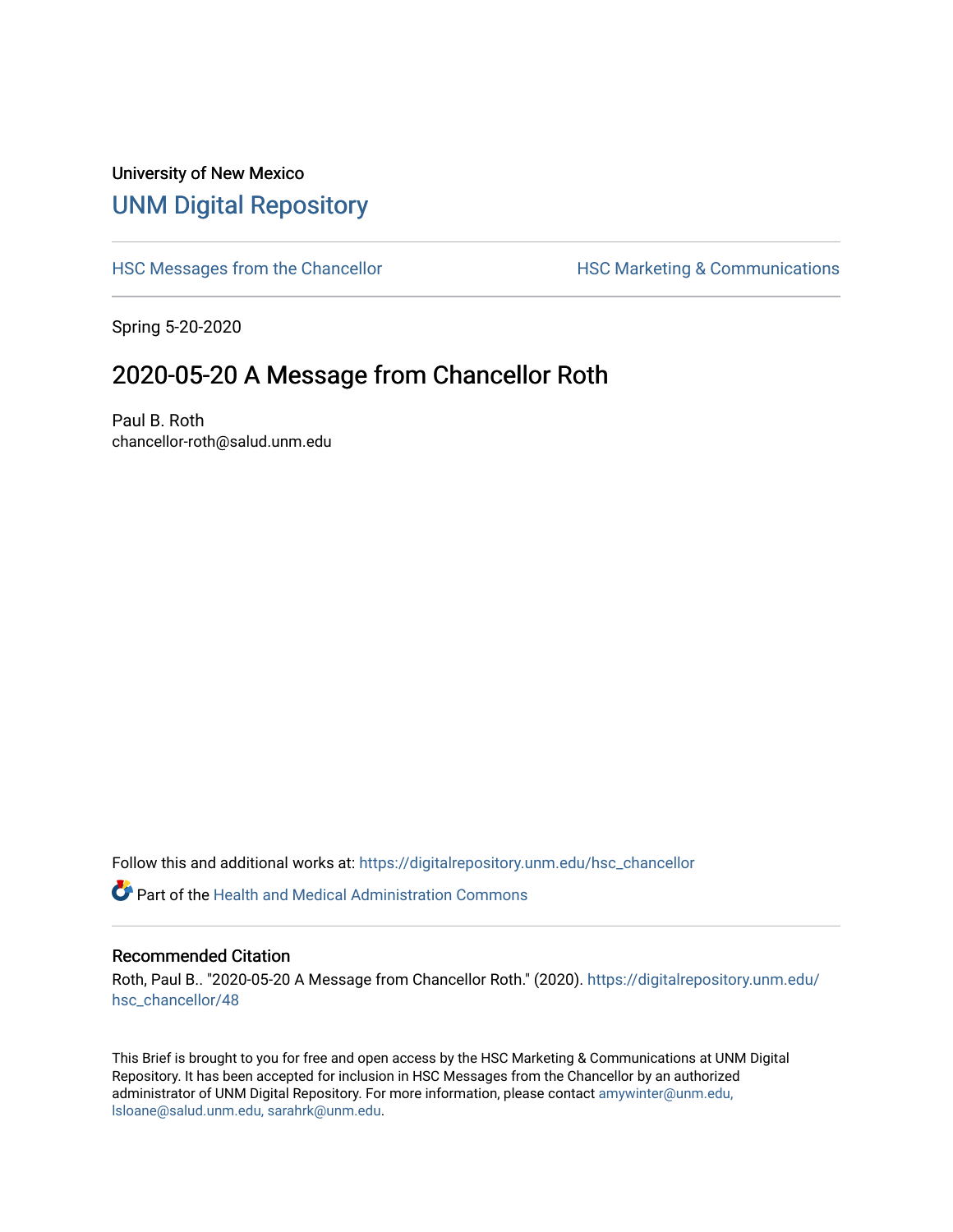University of New Mexico

# UNM Digital Repository

HSC Messages from the Chancellor

HSC Marketing & Communications

Spring 5-20-2020

## 2020-05-20 A Message from Chancellor Roth

Paul B. Roth
chancellor-roth@salud.unm.edu

Follow this and additional works at: https://digitalrepository.unm.edu/hsc_chancellor

Part of the Health and Medical Administration Commons

### Recommended Citation

Roth, Paul B.. "2020-05-20 A Message from Chancellor Roth." (2020). https://digitalrepository.unm.edu/hsc_chancellor/48

This Brief is brought to you for free and open access by the HSC Marketing & Communications at UNM Digital Repository. It has been accepted for inclusion in HSC Messages from the Chancellor by an authorized administrator of UNM Digital Repository. For more information, please contact amywinter@unm.edu, lsloane@salud.unm.edu, sarahrk@unm.edu.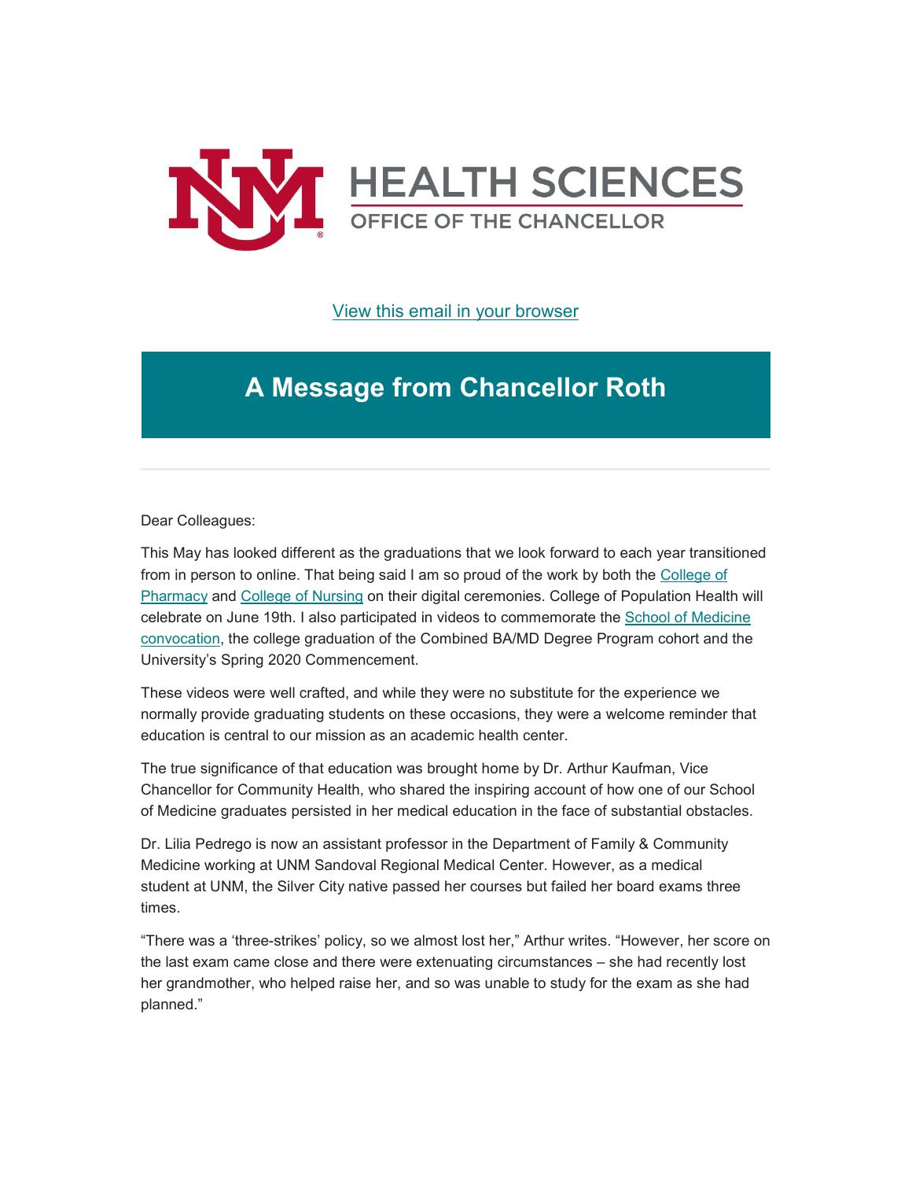HEALTH SCIENCES
OFFICE OF THE CHANCELLOR

[View this email in your browser]

# A Message from Chancellor Roth

---

Dear Colleagues:

This May has looked different as the graduations that we look forward to each year transitioned from in person to online. That being said I am so proud of the work by both the [College of Pharmacy] and [College of Nursing] on their digital ceremonies. College of Population Health will celebrate on June 19th. I also participated in videos to commemorate the [School of Medicine convocation], the college graduation of the Combined BA/MD Degree Program cohort and the University's Spring 2020 Commencement.

These videos were well crafted, and while they were no substitute for the experience we normally provide graduating students on these occasions, they were a welcome reminder that education is central to our mission as an academic health center.

The true significance of that education was brought home by Dr. Arthur Kaufman, Vice Chancellor for Community Health, who shared the inspiring account of how one of our School of Medicine graduates persisted in her medical education in the face of substantial obstacles.

Dr. Lilia Pedrego is now an assistant professor in the Department of Family & Community Medicine working at UNM Sandoval Regional Medical Center. However, as a medical student at UNM, the Silver City native passed her courses but failed her board exams three times.

"There was a 'three-strikes' policy, so we almost lost her," Arthur writes. "However, her score on the last exam came close and there were extenuating circumstances – she had recently lost her grandmother, who helped raise her, and so was unable to study for the exam as she had planned."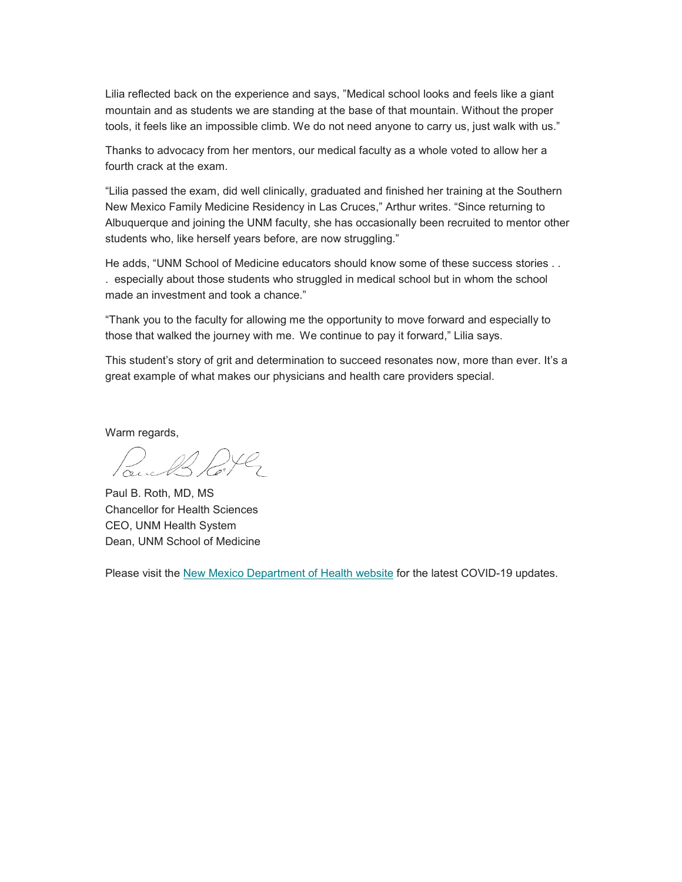Lilia reflected back on the experience and says, "Medical school looks and feels like a giant mountain and as students we are standing at the base of that mountain. Without the proper tools, it feels like an impossible climb. We do not need anyone to carry us, just walk with us."

Thanks to advocacy from her mentors, our medical faculty as a whole voted to allow her a fourth crack at the exam.

"Lilia passed the exam, did well clinically, graduated and finished her training at the Southern New Mexico Family Medicine Residency in Las Cruces," Arthur writes. "Since returning to Albuquerque and joining the UNM faculty, she has occasionally been recruited to mentor other students who, like herself years before, are now struggling."

He adds, "UNM School of Medicine educators should know some of these success stories . . . especially about those students who struggled in medical school but in whom the school made an investment and took a chance."

"Thank you to the faculty for allowing me the opportunity to move forward and especially to those that walked the journey with me. We continue to pay it forward," Lilia says.

This student's story of grit and determination to succeed resonates now, more than ever. It's a great example of what makes our physicians and health care providers special.

Warm regards,

Paul B. Roth, MD, MS
Chancellor for Health Sciences
CEO, UNM Health System
Dean, UNM School of Medicine

Please visit the [New Mexico Department of Health website]() for the latest COVID-19 updates.